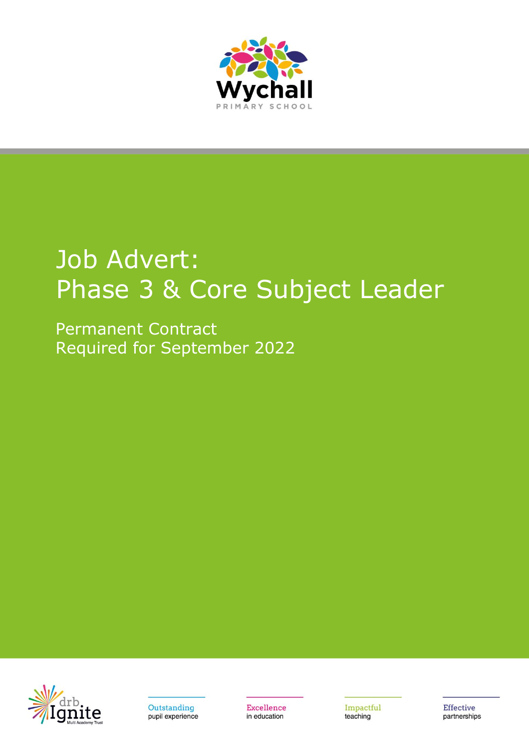Wychall

PRIMARY SCHOOL

# Job Advert:
# Phase 3 & Core Subject Leader

Permanent Contract
Required for September 2022

drb. Ignite Multi Academy Trust

Outstanding pupil experience

Excellence in education

Impactful teaching

Effective partnerships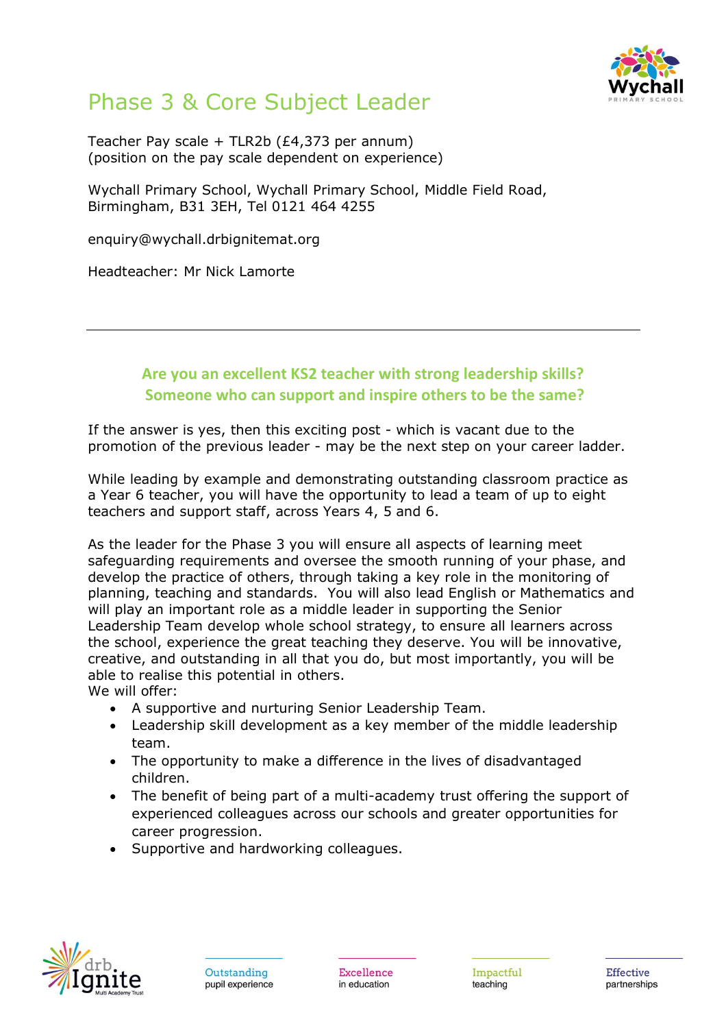# Phase 3 & Core Subject Leader

Teacher Pay scale + TLR2b (£4,373 per annum)
(position on the pay scale dependent on experience)

Wychall Primary School, Wychall Primary School, Middle Field Road, Birmingham, B31 3EH, Tel 0121 464 4255

enquiry@wychall.drbignitemat.org

Headteacher: Mr Nick Lamorte

---

**Are you an excellent KS2 teacher with strong leadership skills?**
**Someone who can support and inspire others to be the same?**

If the answer is yes, then this exciting post - which is vacant due to the promotion of the previous leader - may be the next step on your career ladder.

While leading by example and demonstrating outstanding classroom practice as a Year 6 teacher, you will have the opportunity to lead a team of up to eight teachers and support staff, across Years 4, 5 and 6.

As the leader for the Phase 3 you will ensure all aspects of learning meet safeguarding requirements and oversee the smooth running of your phase, and develop the practice of others, through taking a key role in the monitoring of planning, teaching and standards. You will also lead English or Mathematics and will play an important role as a middle leader in supporting the Senior Leadership Team develop whole school strategy, to ensure all learners across the school, experience the great teaching they deserve. You will be innovative, creative, and outstanding in all that you do, but most importantly, you will be able to realise this potential in others.
We will offer:

- A supportive and nurturing Senior Leadership Team.
- Leadership skill development as a key member of the middle leadership team.
- The opportunity to make a difference in the lives of disadvantaged children.
- The benefit of being part of a multi-academy trust offering the support of experienced colleagues across our schools and greater opportunities for career progression.
- Supportive and hardworking colleagues.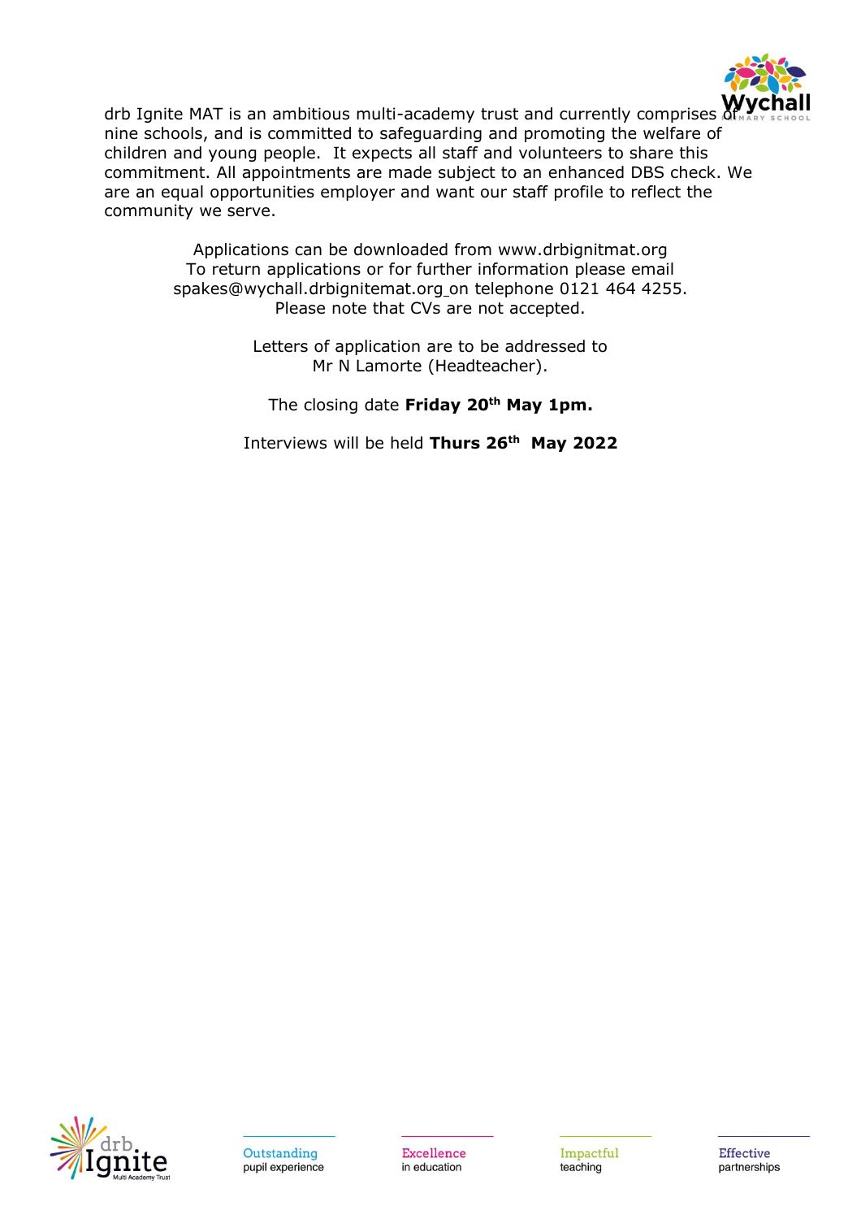drb Ignite MAT is an ambitious multi-academy trust and currently comprises of nine schools, and is committed to safeguarding and promoting the welfare of children and young people. It expects all staff and volunteers to share this commitment. All appointments are made subject to an enhanced DBS check. We are an equal opportunities employer and want our staff profile to reflect the community we serve.

Applications can be downloaded from www.drbignitmat.org
To return applications or for further information please email spakes@wychall.drbignitemat.org on telephone 0121 464 4255.
Please note that CVs are not accepted.

Letters of application are to be addressed to
Mr N Lamorte (Headteacher).

The closing date **Friday 20th May 1pm.**

Interviews will be held **Thurs 26th May 2022**